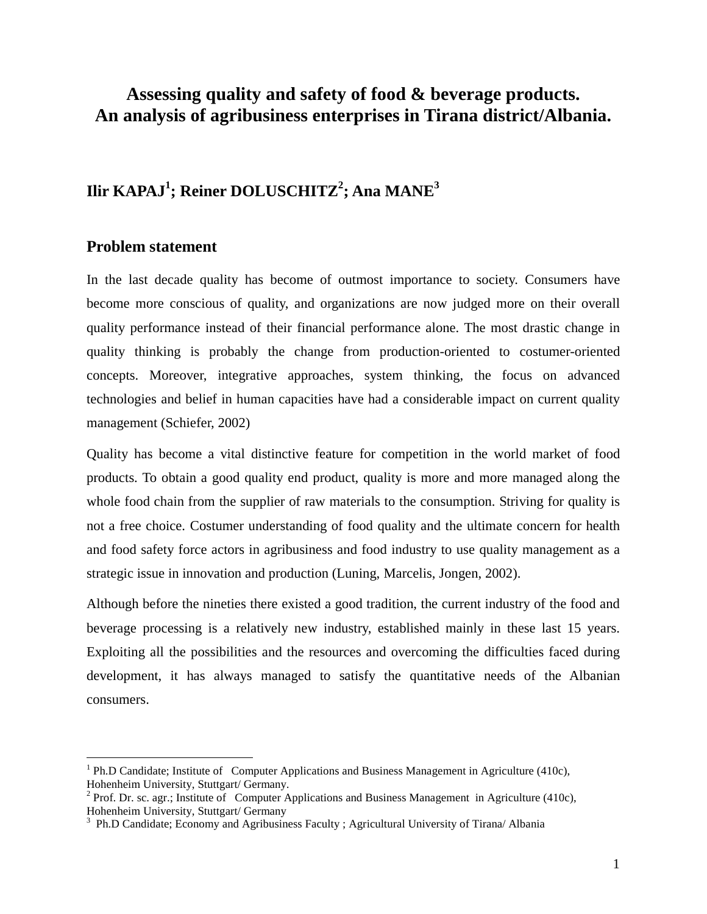# Assessing quality and safety of food & beverage products. An analysis of agribusiness enterprises in Tirana district/Albania.

**Ilir KAPAJ[1]; Reiner DOLUSCHITZ[2]; Ana MANE[3]**

## Problem statement

In the last decade quality has become of outmost importance to society. Consumers have become more conscious of quality, and organizations are now judged more on their overall quality performance instead of their financial performance alone. The most drastic change in quality thinking is probably the change from production-oriented to costumer-oriented concepts. Moreover, integrative approaches, system thinking, the focus on advanced technologies and belief in human capacities have had a considerable impact on current quality management (Schiefer, 2002)

Quality has become a vital distinctive feature for competition in the world market of food products. To obtain a good quality end product, quality is more and more managed along the whole food chain from the supplier of raw materials to the consumption. Striving for quality is not a free choice. Costumer understanding of food quality and the ultimate concern for health and food safety force actors in agribusiness and food industry to use quality management as a strategic issue in innovation and production (Luning, Marcelis, Jongen, 2002).

Although before the nineties there existed a good tradition, the current industry of the food and beverage processing is a relatively new industry, established mainly in these last 15 years. Exploiting all the possibilities and the resources and overcoming the difficulties faced during development, it has always managed to satisfy the quantitative needs of the Albanian consumers.

---

[1] Ph.D Candidate; Institute of Computer Applications and Business Management in Agriculture (410c), Hohenheim University, Stuttgart/ Germany.
[2] Prof. Dr. sc. agr.; Institute of Computer Applications and Business Management in Agriculture (410c), Hohenheim University, Stuttgart/ Germany
[3] Ph.D Candidate; Economy and Agribusiness Faculty ; Agricultural University of Tirana/ Albania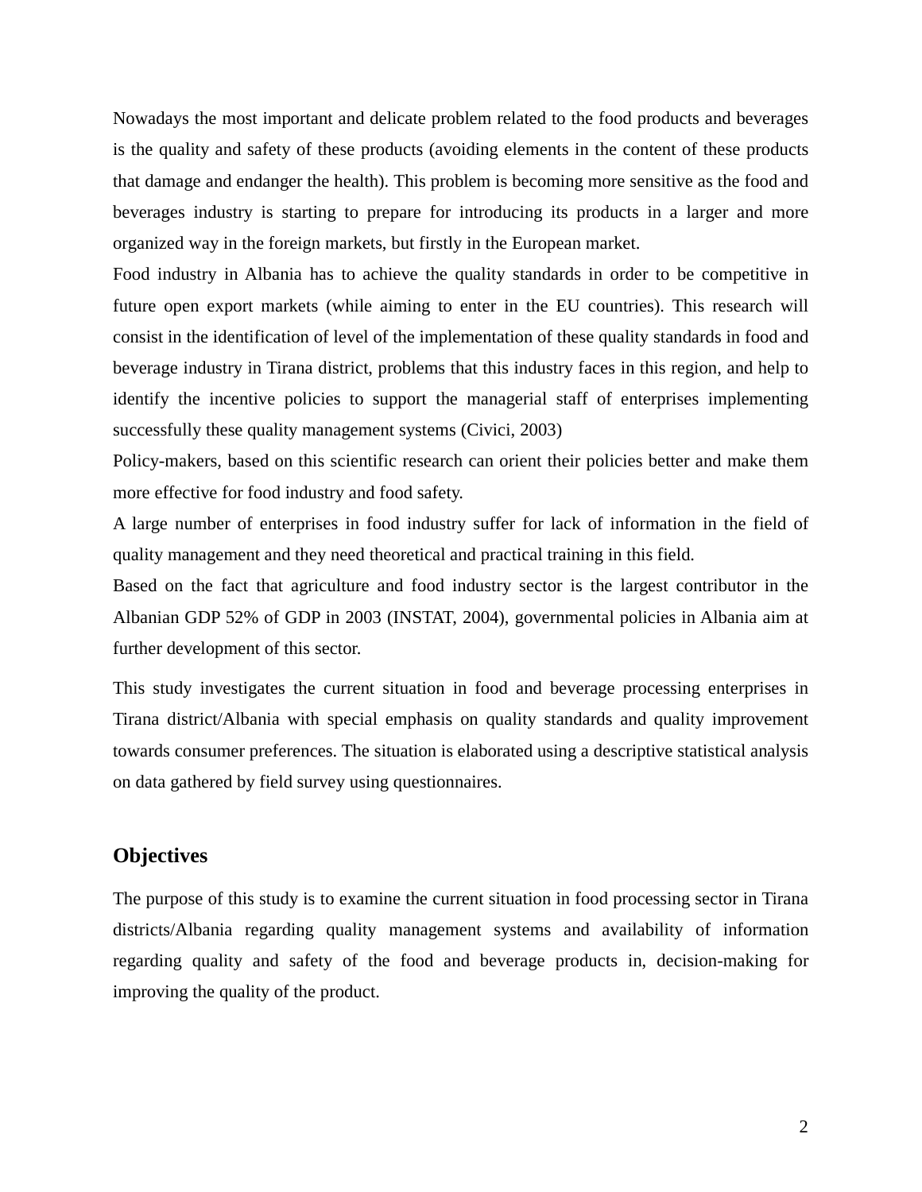Nowadays the most important and delicate problem related to the food products and beverages is the quality and safety of these products (avoiding elements in the content of these products that damage and endanger the health). This problem is becoming more sensitive as the food and beverages industry is starting to prepare for introducing its products in a larger and more organized way in the foreign markets, but firstly in the European market.

Food industry in Albania has to achieve the quality standards in order to be competitive in future open export markets (while aiming to enter in the EU countries). This research will consist in the identification of level of the implementation of these quality standards in food and beverage industry in Tirana district, problems that this industry faces in this region, and help to identify the incentive policies to support the managerial staff of enterprises implementing successfully these quality management systems (Civici, 2003)

Policy-makers, based on this scientific research can orient their policies better and make them more effective for food industry and food safety.

A large number of enterprises in food industry suffer for lack of information in the field of quality management and they need theoretical and practical training in this field.

Based on the fact that agriculture and food industry sector is the largest contributor in the Albanian GDP 52% of GDP in 2003 (INSTAT, 2004), governmental policies in Albania aim at further development of this sector.

This study investigates the current situation in food and beverage processing enterprises in Tirana district/Albania with special emphasis on quality standards and quality improvement towards consumer preferences. The situation is elaborated using a descriptive statistical analysis on data gathered by field survey using questionnaires.

## Objectives

The purpose of this study is to examine the current situation in food processing sector in Tirana districts/Albania regarding quality management systems and availability of information regarding quality and safety of the food and beverage products in, decision-making for improving the quality of the product.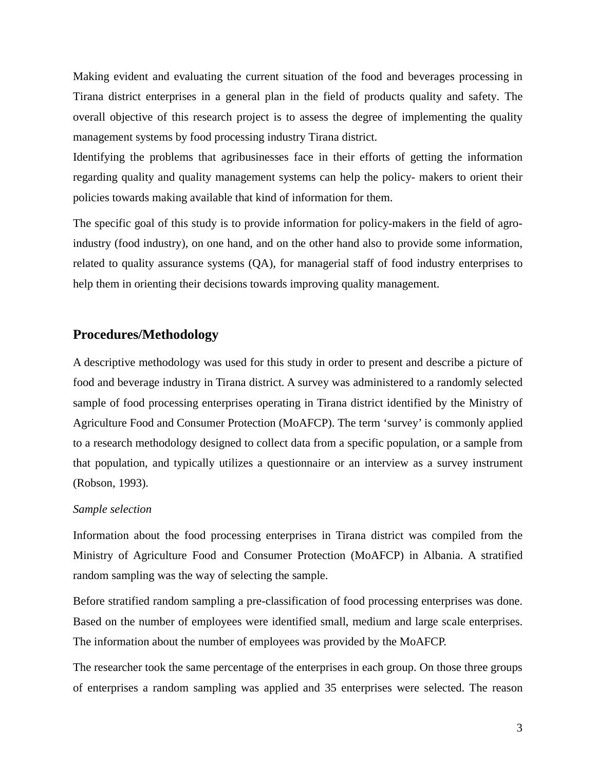Making evident and evaluating the current situation of the food and beverages processing in Tirana district enterprises in a general plan in the field of products quality and safety. The overall objective of this research project is to assess the degree of implementing the quality management systems by food processing industry Tirana district.

Identifying the problems that agribusinesses face in their efforts of getting the information regarding quality and quality management systems can help the policy- makers to orient their policies towards making available that kind of information for them.

The specific goal of this study is to provide information for policy-makers in the field of agro-industry (food industry), on one hand, and on the other hand also to provide some information, related to quality assurance systems (QA), for managerial staff of food industry enterprises to help them in orienting their decisions towards improving quality management.

## Procedures/Methodology

A descriptive methodology was used for this study in order to present and describe a picture of food and beverage industry in Tirana district. A survey was administered to a randomly selected sample of food processing enterprises operating in Tirana district identified by the Ministry of Agriculture Food and Consumer Protection (MoAFCP). The term 'survey' is commonly applied to a research methodology designed to collect data from a specific population, or a sample from that population, and typically utilizes a questionnaire or an interview as a survey instrument (Robson, 1993).

*Sample selection*

Information about the food processing enterprises in Tirana district was compiled from the Ministry of Agriculture Food and Consumer Protection (MoAFCP) in Albania. A stratified random sampling was the way of selecting the sample.

Before stratified random sampling a pre-classification of food processing enterprises was done. Based on the number of employees were identified small, medium and large scale enterprises. The information about the number of employees was provided by the MoAFCP.

The researcher took the same percentage of the enterprises in each group. On those three groups of enterprises a random sampling was applied and 35 enterprises were selected. The reason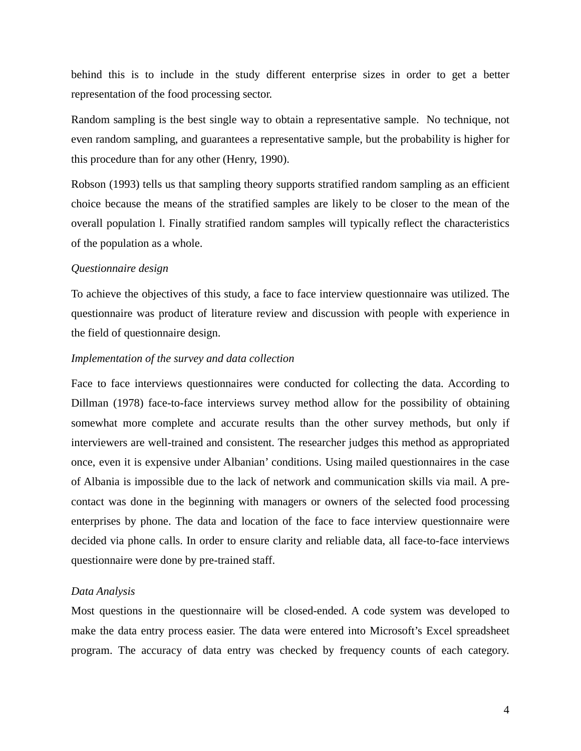behind this is to include in the study different enterprise sizes in order to get a better representation of the food processing sector.

Random sampling is the best single way to obtain a representative sample. No technique, not even random sampling, and guarantees a representative sample, but the probability is higher for this procedure than for any other (Henry, 1990).

Robson (1993) tells us that sampling theory supports stratified random sampling as an efficient choice because the means of the stratified samples are likely to be closer to the mean of the overall population l. Finally stratified random samples will typically reflect the characteristics of the population as a whole.

*Questionnaire design*

To achieve the objectives of this study, a face to face interview questionnaire was utilized. The questionnaire was product of literature review and discussion with people with experience in the field of questionnaire design.

*Implementation of the survey and data collection*

Face to face interviews questionnaires were conducted for collecting the data. According to Dillman (1978) face-to-face interviews survey method allow for the possibility of obtaining somewhat more complete and accurate results than the other survey methods, but only if interviewers are well-trained and consistent. The researcher judges this method as appropriated once, even it is expensive under Albanian' conditions. Using mailed questionnaires in the case of Albania is impossible due to the lack of network and communication skills via mail. A pre-contact was done in the beginning with managers or owners of the selected food processing enterprises by phone. The data and location of the face to face interview questionnaire were decided via phone calls. In order to ensure clarity and reliable data, all face-to-face interviews questionnaire were done by pre-trained staff.

*Data Analysis*

Most questions in the questionnaire will be closed-ended. A code system was developed to make the data entry process easier. The data were entered into Microsoft's Excel spreadsheet program. The accuracy of data entry was checked by frequency counts of each category.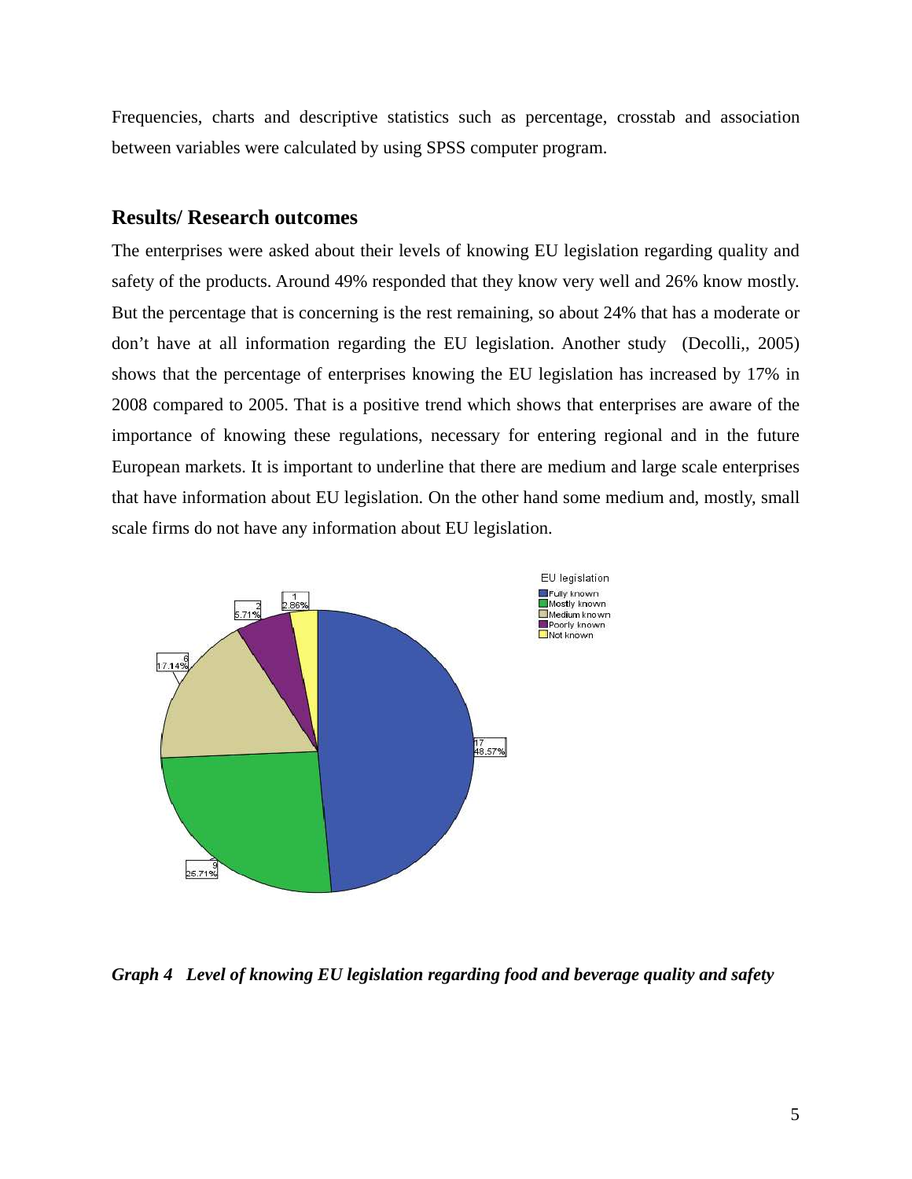Frequencies, charts and descriptive statistics such as percentage, crosstab and association between variables were calculated by using SPSS computer program.

## Results/ Research outcomes

The enterprises were asked about their levels of knowing EU legislation regarding quality and safety of the products. Around 49% responded that they know very well and 26% know mostly. But the percentage that is concerning is the rest remaining, so about 24% that has a moderate or don't have at all information regarding the EU legislation. Another study (Decolli,, 2005) shows that the percentage of enterprises knowing the EU legislation has increased by 17% in 2008 compared to 2005. That is a positive trend which shows that enterprises are aware of the importance of knowing these regulations, necessary for entering regional and in the future European markets. It is important to underline that there are medium and large scale enterprises that have information about EU legislation. On the other hand some medium and, mostly, small scale firms do not have any information about EU legislation.

EU legislation

| EU legislation | Count | Percent |
|---|---|---|
| Fully known | 17 | 48.57% |
| Mostly known | 9 | 25.71% |
| Medium known | 6 | 17.14% |
| Poorly known | 2 | 5.71% |
| Not known | 1 | 2.86% |

***Graph 4 Level of knowing EU legislation regarding food and beverage quality and safety***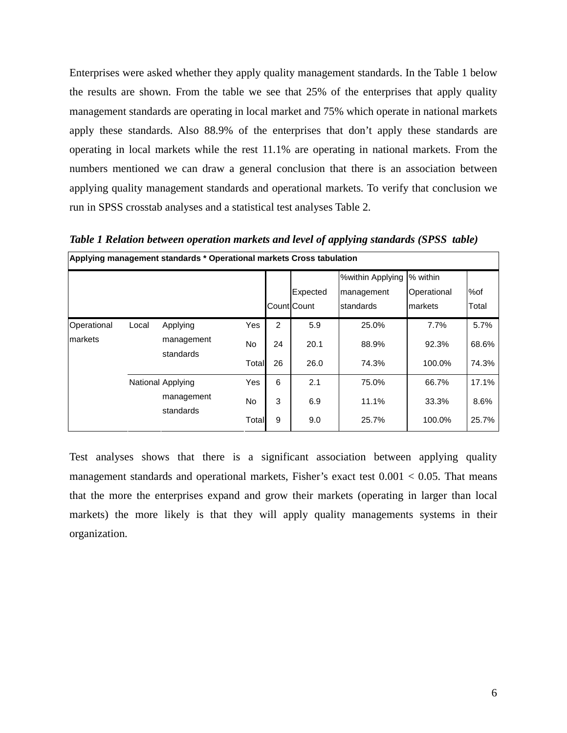Enterprises were asked whether they apply quality management standards. In the Table 1 below the results are shown. From the table we see that 25% of the enterprises that apply quality management standards are operating in local market and 75% which operate in national markets apply these standards. Also 88.9% of the enterprises that don't apply these standards are operating in local markets while the rest 11.1% are operating in national markets. From the numbers mentioned we can draw a general conclusion that there is an association between applying quality management standards and operational markets. To verify that conclusion we run in SPSS crosstab analyses and a statistical test analyses Table 2.

***Table 1 Relation between operation markets and level of applying standards (SPSS table)***

| Applying management standards * Operational markets Cross tabulation | | | | | | | | |
|---|---|---|---|---|---|---|---|---|
| | | | | Count | Expected Count | %within Applying management standards | % within Operational markets | %of Total |
| Operational markets | Local | Applying management standards | Yes | 2 | 5.9 | 25.0% | 7.7% | 5.7% |
| | | | No | 24 | 20.1 | 88.9% | 92.3% | 68.6% |
| | | | Total | 26 | 26.0 | 74.3% | 100.0% | 74.3% |
| | National | Applying management standards | Yes | 6 | 2.1 | 75.0% | 66.7% | 17.1% |
| | | | No | 3 | 6.9 | 11.1% | 33.3% | 8.6% |
| | | | Total | 9 | 9.0 | 25.7% | 100.0% | 25.7% |

Test analyses shows that there is a significant association between applying quality management standards and operational markets, Fisher's exact test $0.001 < 0.05$. That means that the more the enterprises expand and grow their markets (operating in larger than local markets) the more likely is that they will apply quality managements systems in their organization.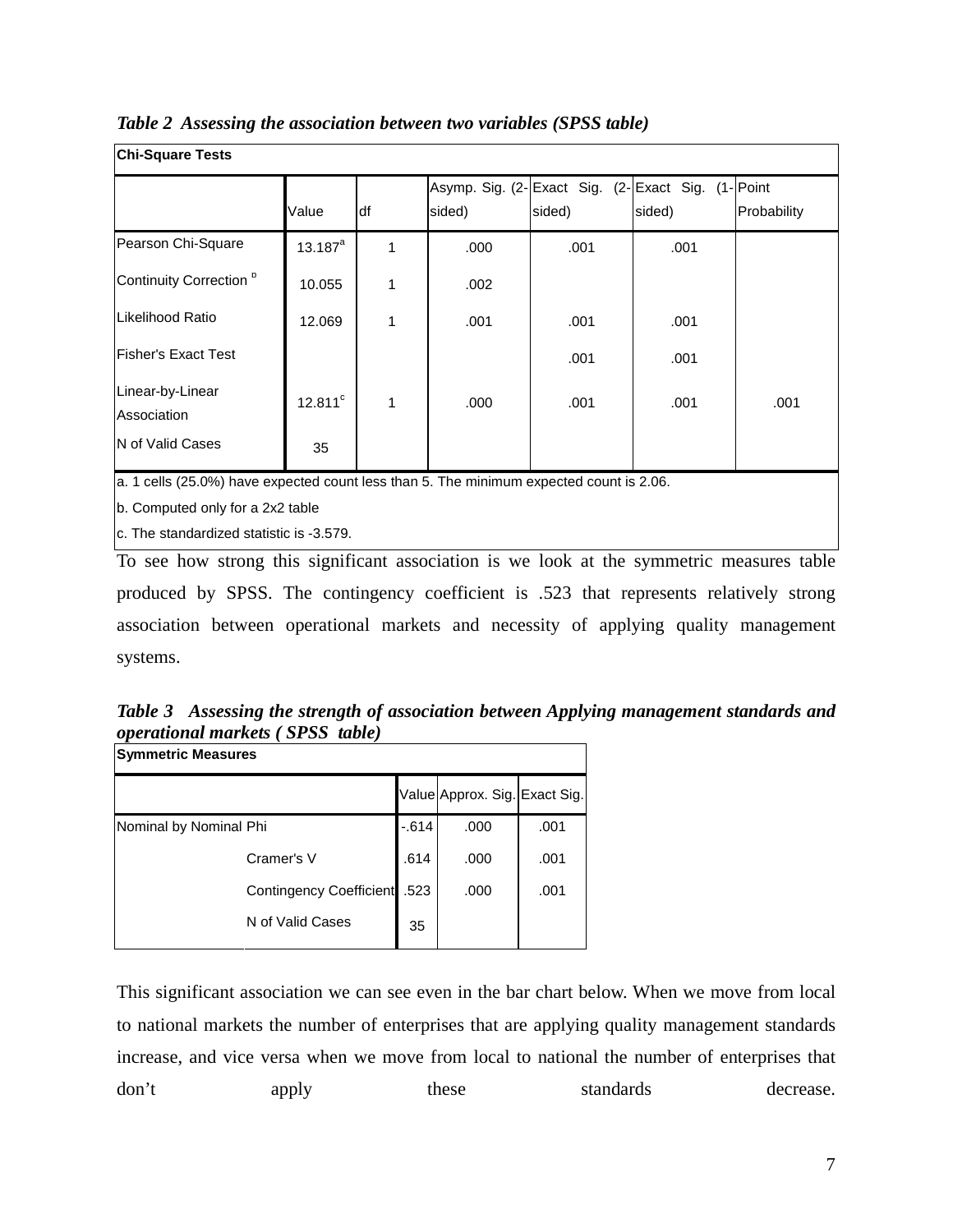*Table 2 Assessing the association between two variables (SPSS table)*

| Chi-Square Tests | | | | | | |
|---|---|---|---|---|---|---|
| | Value | df | Asymp. Sig. (2-sided) | Exact Sig. (2-sided) | Exact Sig. (1-sided) | Point Probability |
| Pearson Chi-Square | 13.187[a] | 1 | .000 | .001 | .001 | |
| Continuity Correction [b] | 10.055 | 1 | .002 | | | |
| Likelihood Ratio | 12.069 | 1 | .001 | .001 | .001 | |
| Fisher's Exact Test | | | | .001 | .001 | |
| Linear-by-Linear Association | 12.811[c] | 1 | .000 | .001 | .001 | .001 |
| N of Valid Cases | 35 | | | | | |

a. 1 cells (25.0%) have expected count less than 5. The minimum expected count is 2.06.

b. Computed only for a 2x2 table

c. The standardized statistic is -3.579.

To see how strong this significant association is we look at the symmetric measures table produced by SPSS. The contingency coefficient is .523 that represents relatively strong association between operational markets and necessity of applying quality management systems.

***Table 3 Assessing the strength of association between Applying management standards and operational markets ( SPSS table)***

| Symmetric Measures | | | | |
|---|---|---|---|---|
| | | Value | Approx. Sig. | Exact Sig. |
| Nominal by Nominal | Phi | -.614 | .000 | .001 |
| | Cramer's V | .614 | .000 | .001 |
| | Contingency Coefficient | .523 | .000 | .001 |
| | N of Valid Cases | 35 | | |

This significant association we can see even in the bar chart below. When we move from local to national markets the number of enterprises that are applying quality management standards increase, and vice versa when we move from local to national the number of enterprises that don't apply these standards decrease.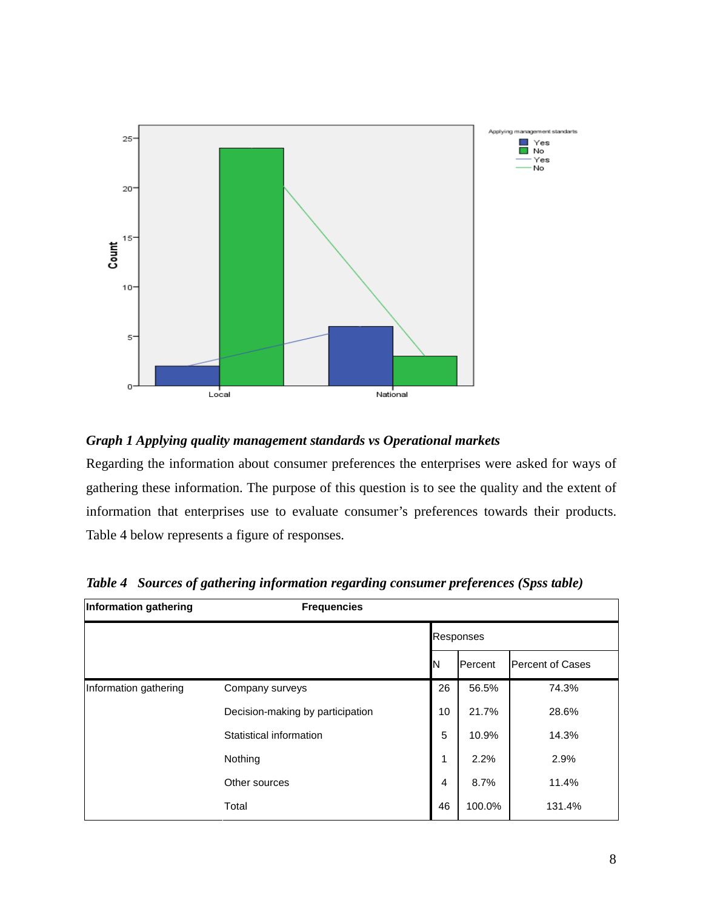*Graph 1 Applying quality management standards vs Operational markets*

Regarding the information about consumer preferences the enterprises were asked for ways of gathering these information. The purpose of this question is to see the quality and the extent of information that enterprises use to evaluate consumer's preferences towards their products. Table 4 below represents a figure of responses.

*Table 4 Sources of gathering information regarding consumer preferences (Spss table)*

| **Information gathering** | **Frequencies** | | | |
|---|---|---|---|---|
| | | Responses | | |
| | | N | Percent | Percent of Cases |
| Information gathering | Company surveys | 26 | 56.5% | 74.3% |
| | Decision-making by participation | 10 | 21.7% | 28.6% |
| | Statistical information | 5 | 10.9% | 14.3% |
| | Nothing | 1 | 2.2% | 2.9% |
| | Other sources | 4 | 8.7% | 11.4% |
| | Total | 46 | 100.0% | 131.4% |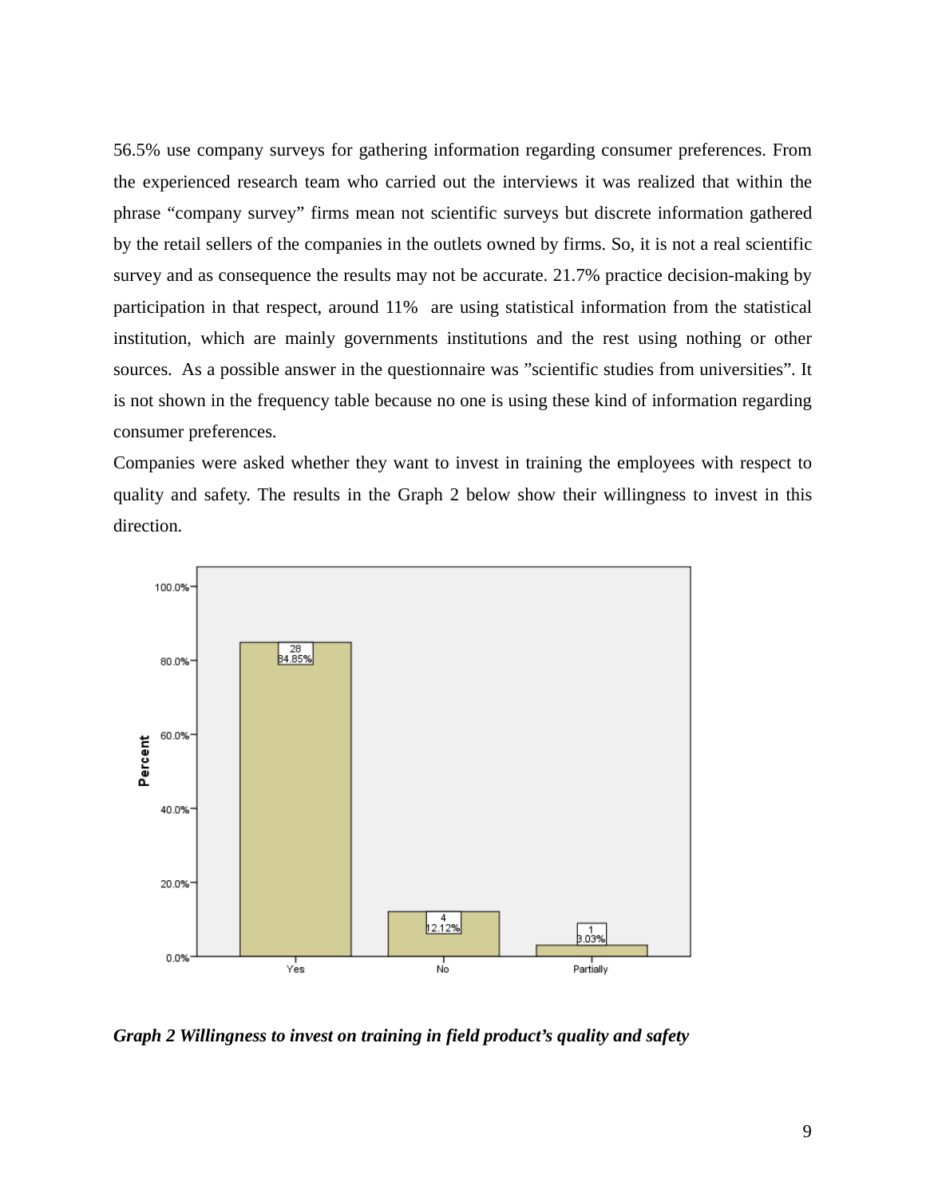56.5% use company surveys for gathering information regarding consumer preferences. From the experienced research team who carried out the interviews it was realized that within the phrase “company survey” firms mean not scientific surveys but discrete information gathered by the retail sellers of the companies in the outlets owned by firms. So, it is not a real scientific survey and as consequence the results may not be accurate. 21.7% practice decision-making by participation in that respect, around 11%  are using statistical information from the statistical institution, which are mainly governments institutions and the rest using nothing or other sources.  As a possible answer in the questionnaire was ”scientific studies from universities”. It is not shown in the frequency table because no one is using these kind of information regarding consumer preferences.

Companies were asked whether they want to invest in training the employees with respect to quality and safety. The results in the Graph 2 below show their willingness to invest in this direction.

***Graph 2 Willingness to invest on training in field product’s quality and safety***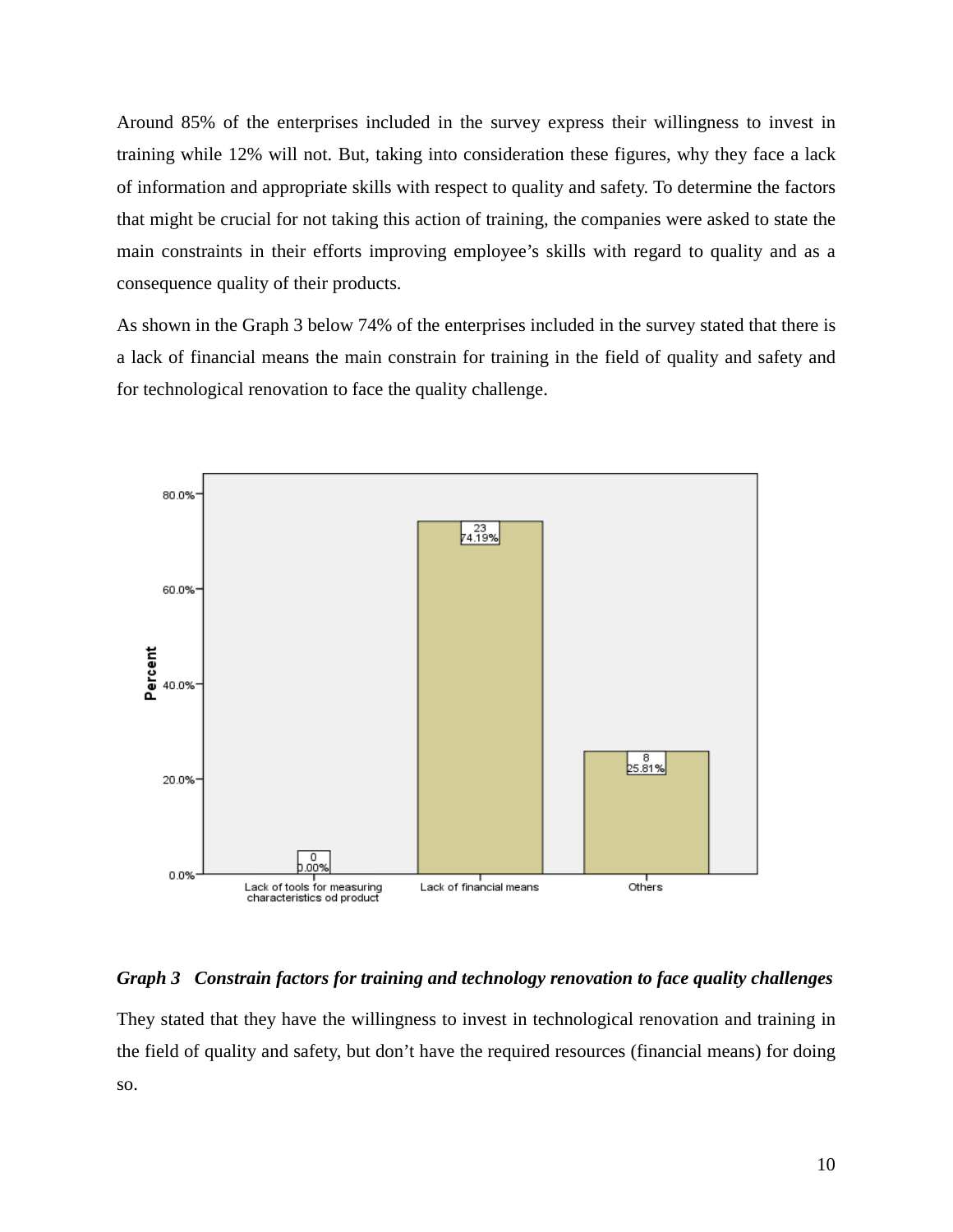Around 85% of the enterprises included in the survey express their willingness to invest in training while 12% will not. But, taking into consideration these figures, why they face a lack of information and appropriate skills with respect to quality and safety. To determine the factors that might be crucial for not taking this action of training, the companies were asked to state the main constraints in their efforts improving employee's skills with regard to quality and as a consequence quality of their products.

As shown in the Graph 3 below 74% of the enterprises included in the survey stated that there is a lack of financial means the main constrain for training in the field of quality and safety and for technological renovation to face the quality challenge.

***Graph 3 Constrain factors for training and technology renovation to face quality challenges***

They stated that they have the willingness to invest in technological renovation and training in the field of quality and safety, but don't have the required resources (financial means) for doing so.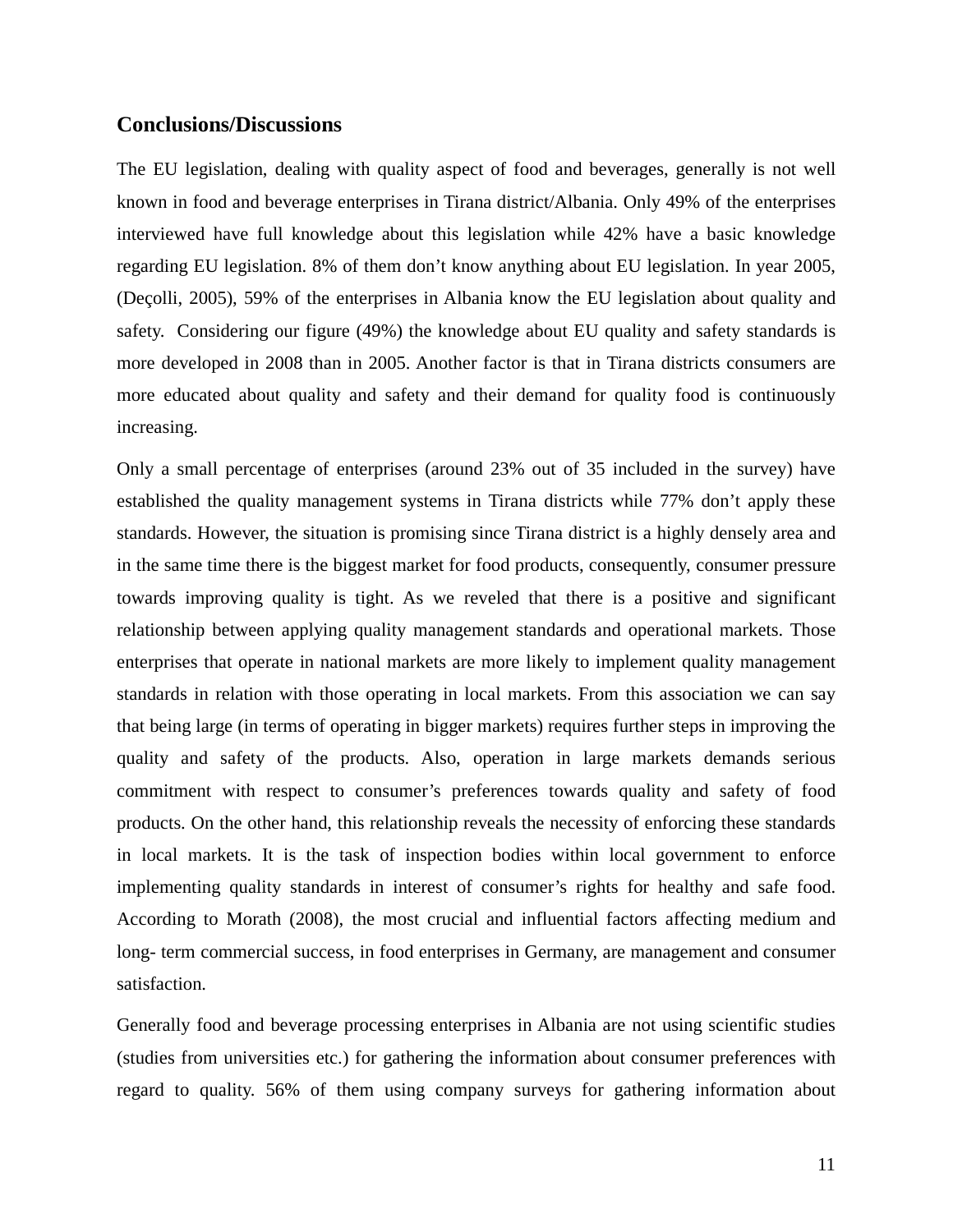## Conclusions/Discussions

The EU legislation, dealing with quality aspect of food and beverages, generally is not well known in food and beverage enterprises in Tirana district/Albania. Only 49% of the enterprises interviewed have full knowledge about this legislation while 42% have a basic knowledge regarding EU legislation. 8% of them don't know anything about EU legislation. In year 2005, (Deçolli, 2005), 59% of the enterprises in Albania know the EU legislation about quality and safety. Considering our figure (49%) the knowledge about EU quality and safety standards is more developed in 2008 than in 2005. Another factor is that in Tirana districts consumers are more educated about quality and safety and their demand for quality food is continuously increasing.

Only a small percentage of enterprises (around 23% out of 35 included in the survey) have established the quality management systems in Tirana districts while 77% don't apply these standards. However, the situation is promising since Tirana district is a highly densely area and in the same time there is the biggest market for food products, consequently, consumer pressure towards improving quality is tight. As we reveled that there is a positive and significant relationship between applying quality management standards and operational markets. Those enterprises that operate in national markets are more likely to implement quality management standards in relation with those operating in local markets. From this association we can say that being large (in terms of operating in bigger markets) requires further steps in improving the quality and safety of the products. Also, operation in large markets demands serious commitment with respect to consumer's preferences towards quality and safety of food products. On the other hand, this relationship reveals the necessity of enforcing these standards in local markets. It is the task of inspection bodies within local government to enforce implementing quality standards in interest of consumer's rights for healthy and safe food. According to Morath (2008), the most crucial and influential factors affecting medium and long- term commercial success, in food enterprises in Germany, are management and consumer satisfaction.

Generally food and beverage processing enterprises in Albania are not using scientific studies (studies from universities etc.) for gathering the information about consumer preferences with regard to quality. 56% of them using company surveys for gathering information about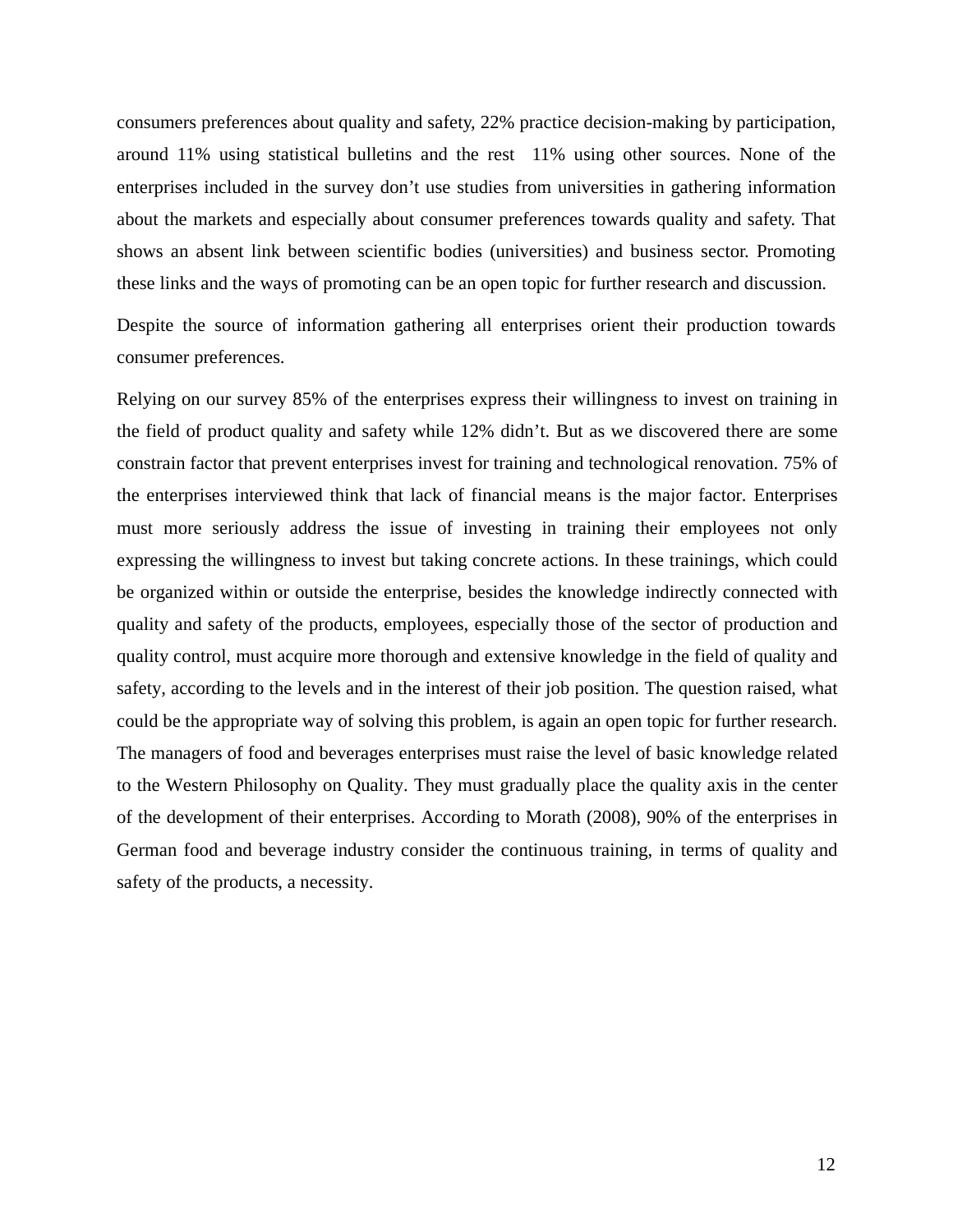consumers preferences about quality and safety, 22% practice decision-making by participation, around 11% using statistical bulletins and the rest  11% using other sources. None of the enterprises included in the survey don’t use studies from universities in gathering information about the markets and especially about consumer preferences towards quality and safety. That shows an absent link between scientific bodies (universities) and business sector. Promoting these links and the ways of promoting can be an open topic for further research and discussion.

Despite the source of information gathering all enterprises orient their production towards consumer preferences.

Relying on our survey 85% of the enterprises express their willingness to invest on training in the field of product quality and safety while 12% didn’t. But as we discovered there are some constrain factor that prevent enterprises invest for training and technological renovation. 75% of the enterprises interviewed think that lack of financial means is the major factor. Enterprises must more seriously address the issue of investing in training their employees not only expressing the willingness to invest but taking concrete actions. In these trainings, which could be organized within or outside the enterprise, besides the knowledge indirectly connected with quality and safety of the products, employees, especially those of the sector of production and quality control, must acquire more thorough and extensive knowledge in the field of quality and safety, according to the levels and in the interest of their job position. The question raised, what could be the appropriate way of solving this problem, is again an open topic for further research. The managers of food and beverages enterprises must raise the level of basic knowledge related to the Western Philosophy on Quality. They must gradually place the quality axis in the center of the development of their enterprises. According to Morath (2008), 90% of the enterprises in German food and beverage industry consider the continuous training, in terms of quality and safety of the products, a necessity.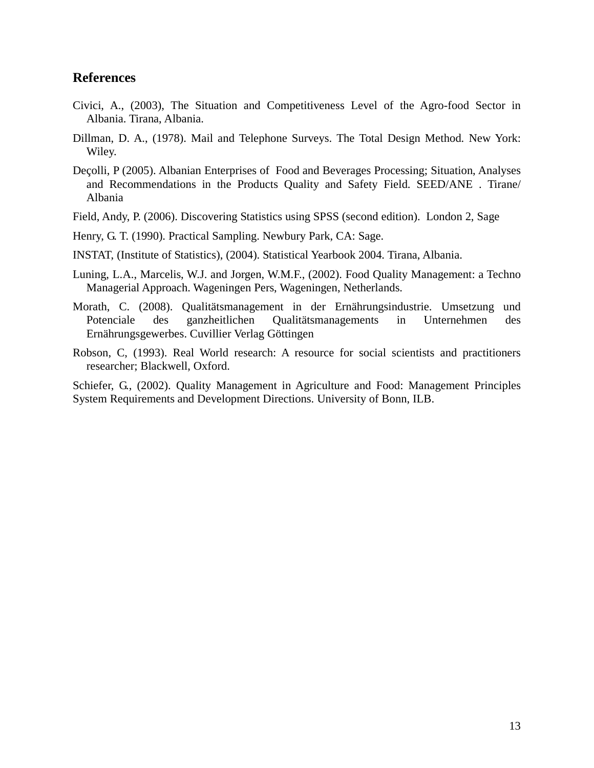## References

Civici, A., (2003), The Situation and Competitiveness Level of the Agro-food Sector in Albania. Tirana, Albania.

Dillman, D. A., (1978). Mail and Telephone Surveys. The Total Design Method. New York: Wiley.

Deçolli, P (2005). Albanian Enterprises of Food and Beverages Processing; Situation, Analyses and Recommendations in the Products Quality and Safety Field. SEED/ANE . Tirane/ Albania

Field, Andy, P. (2006). Discovering Statistics using SPSS (second edition). London 2, Sage

Henry, G. T. (1990). Practical Sampling. Newbury Park, CA: Sage.

INSTAT, (Institute of Statistics), (2004). Statistical Yearbook 2004. Tirana, Albania.

Luning, L.A., Marcelis, W.J. and Jorgen, W.M.F., (2002). Food Quality Management: a Techno Managerial Approach. Wageningen Pers, Wageningen, Netherlands.

Morath, C. (2008). Qualitätsmanagement in der Ernährungsindustrie. Umsetzung und Potenciale des ganzheitlichen Qualitätsmanagements in Unternehmen des Ernährungsgewerbes. Cuvillier Verlag Göttingen

Robson, C, (1993). Real World research: A resource for social scientists and practitioners researcher; Blackwell, Oxford.

Schiefer, G., (2002). Quality Management in Agriculture and Food: Management Principles System Requirements and Development Directions. University of Bonn, ILB.